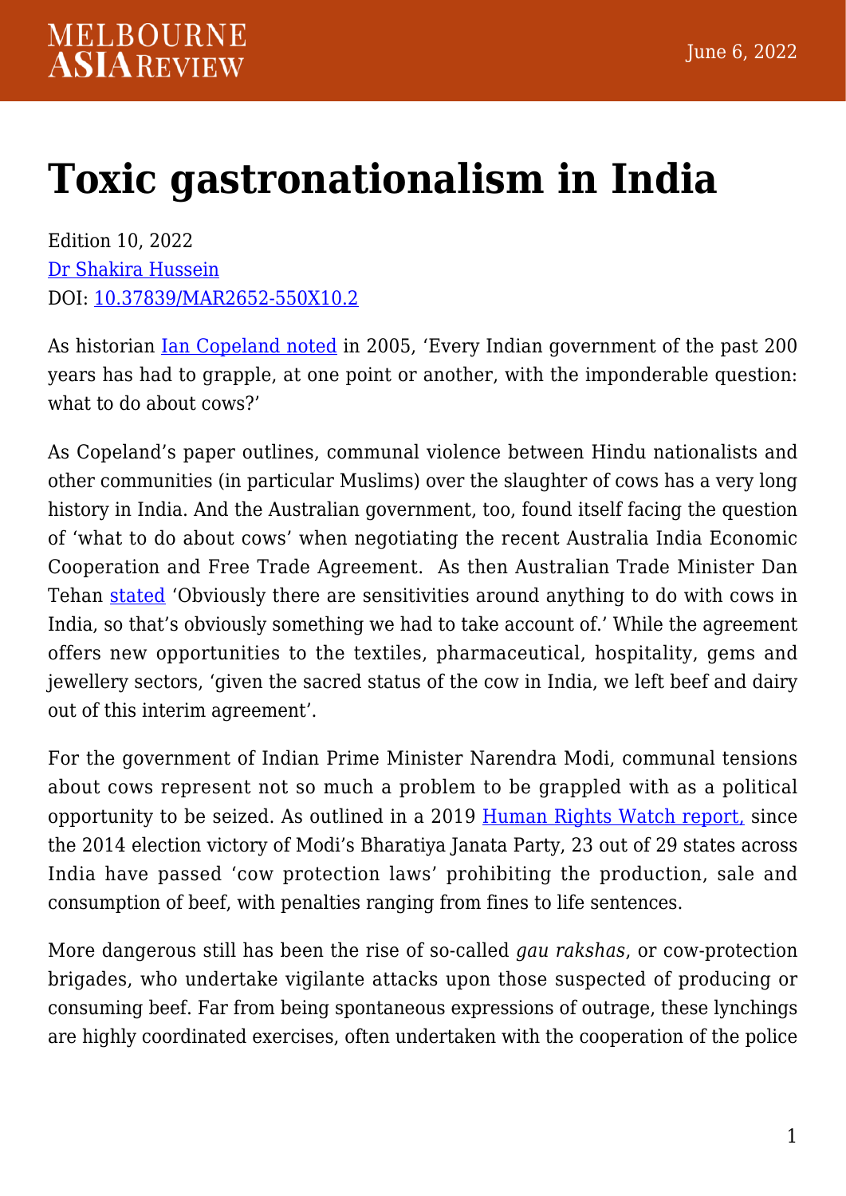# Toxic gastronationalism in India

Edition 10, 2022
Dr Shakira Hussein
DOI: 10.37839/MAR2652-550X10.2

As historian Ian Copeland noted in 2005, 'Every Indian government of the past 200 years has had to grapple, at one point or another, with the imponderable question: what to do about cows?'

As Copeland's paper outlines, communal violence between Hindu nationalists and other communities (in particular Muslims) over the slaughter of cows has a very long history in India. And the Australian government, too, found itself facing the question of 'what to do about cows' when negotiating the recent Australia India Economic Cooperation and Free Trade Agreement. As then Australian Trade Minister Dan Tehan stated 'Obviously there are sensitivities around anything to do with cows in India, so that's obviously something we had to take account of.' While the agreement offers new opportunities to the textiles, pharmaceutical, hospitality, gems and jewellery sectors, 'given the sacred status of the cow in India, we left beef and dairy out of this interim agreement'.

For the government of Indian Prime Minister Narendra Modi, communal tensions about cows represent not so much a problem to be grappled with as a political opportunity to be seized. As outlined in a 2019 Human Rights Watch report, since the 2014 election victory of Modi's Bharatiya Janata Party, 23 out of 29 states across India have passed 'cow protection laws' prohibiting the production, sale and consumption of beef, with penalties ranging from fines to life sentences.

More dangerous still has been the rise of so-called *gau rakshas*, or cow-protection brigades, who undertake vigilante attacks upon those suspected of producing or consuming beef. Far from being spontaneous expressions of outrage, these lynchings are highly coordinated exercises, often undertaken with the cooperation of the police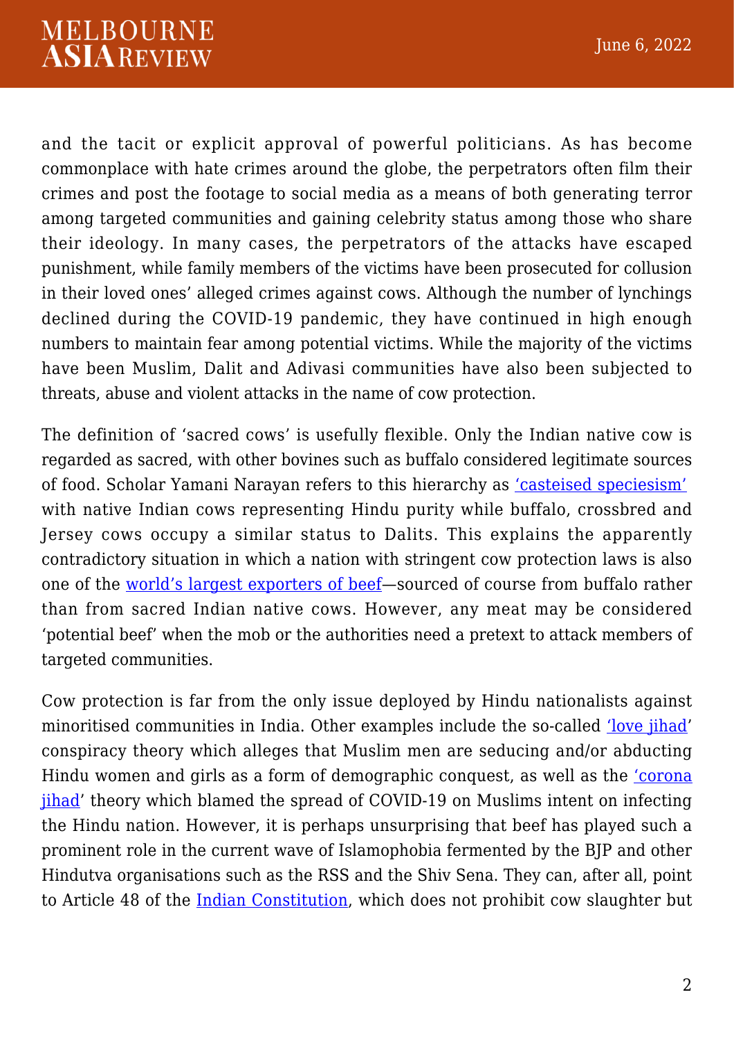and the tacit or explicit approval of powerful politicians. As has become commonplace with hate crimes around the globe, the perpetrators often film their crimes and post the footage to social media as a means of both generating terror among targeted communities and gaining celebrity status among those who share their ideology. In many cases, the perpetrators of the attacks have escaped punishment, while family members of the victims have been prosecuted for collusion in their loved ones' alleged crimes against cows. Although the number of lynchings declined during the COVID-19 pandemic, they have continued in high enough numbers to maintain fear among potential victims. While the majority of the victims have been Muslim, Dalit and Adivasi communities have also been subjected to threats, abuse and violent attacks in the name of cow protection.

The definition of 'sacred cows' is usefully flexible. Only the Indian native cow is regarded as sacred, with other bovines such as buffalo considered legitimate sources of food. Scholar Yamani Narayan refers to this hierarchy as 'casteised speciesism' with native Indian cows representing Hindu purity while buffalo, crossbred and Jersey cows occupy a similar status to Dalits. This explains the apparently contradictory situation in which a nation with stringent cow protection laws is also one of the world's largest exporters of beef—sourced of course from buffalo rather than from sacred Indian native cows. However, any meat may be considered 'potential beef' when the mob or the authorities need a pretext to attack members of targeted communities.

Cow protection is far from the only issue deployed by Hindu nationalists against minoritised communities in India. Other examples include the so-called 'love jihad' conspiracy theory which alleges that Muslim men are seducing and/or abducting Hindu women and girls as a form of demographic conquest, as well as the 'corona jihad' theory which blamed the spread of COVID-19 on Muslims intent on infecting the Hindu nation. However, it is perhaps unsurprising that beef has played such a prominent role in the current wave of Islamophobia fermented by the BJP and other Hindutva organisations such as the RSS and the Shiv Sena. They can, after all, point to Article 48 of the Indian Constitution, which does not prohibit cow slaughter but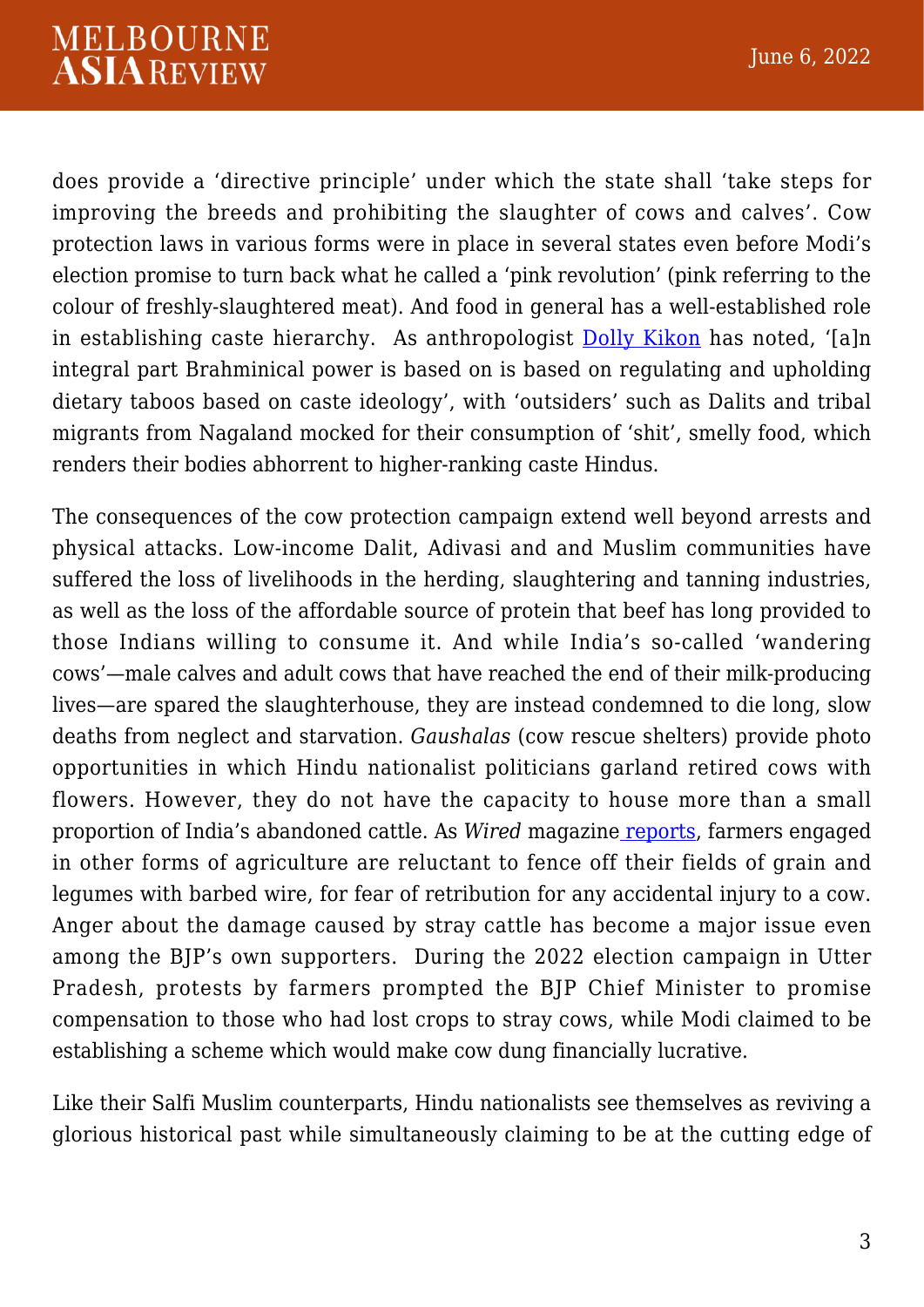does provide a 'directive principle' under which the state shall 'take steps for improving the breeds and prohibiting the slaughter of cows and calves'. Cow protection laws in various forms were in place in several states even before Modi's election promise to turn back what he called a 'pink revolution' (pink referring to the colour of freshly-slaughtered meat). And food in general has a well-established role in establishing caste hierarchy.  As anthropologist Dolly Kikon has noted, '[a]n integral part Brahminical power is based on is based on regulating and upholding dietary taboos based on caste ideology', with 'outsiders' such as Dalits and tribal migrants from Nagaland mocked for their consumption of 'shit', smelly food, which renders their bodies abhorrent to higher-ranking caste Hindus.

The consequences of the cow protection campaign extend well beyond arrests and physical attacks. Low-income Dalit, Adivasi and and Muslim communities have suffered the loss of livelihoods in the herding, slaughtering and tanning industries, as well as the loss of the affordable source of protein that beef has long provided to those Indians willing to consume it. And while India's so-called 'wandering cows'—male calves and adult cows that have reached the end of their milk-producing lives—are spared the slaughterhouse, they are instead condemned to die long, slow deaths from neglect and starvation. *Gaushalas* (cow rescue shelters) provide photo opportunities in which Hindu nationalist politicians garland retired cows with flowers. However, they do not have the capacity to house more than a small proportion of India's abandoned cattle. As *Wired* magazine reports, farmers engaged in other forms of agriculture are reluctant to fence off their fields of grain and legumes with barbed wire, for fear of retribution for any accidental injury to a cow. Anger about the damage caused by stray cattle has become a major issue even among the BJP's own supporters.  During the 2022 election campaign in Utter Pradesh, protests by farmers prompted the BJP Chief Minister to promise compensation to those who had lost crops to stray cows, while Modi claimed to be establishing a scheme which would make cow dung financially lucrative.

Like their Salfi Muslim counterparts, Hindu nationalists see themselves as reviving a glorious historical past while simultaneously claiming to be at the cutting edge of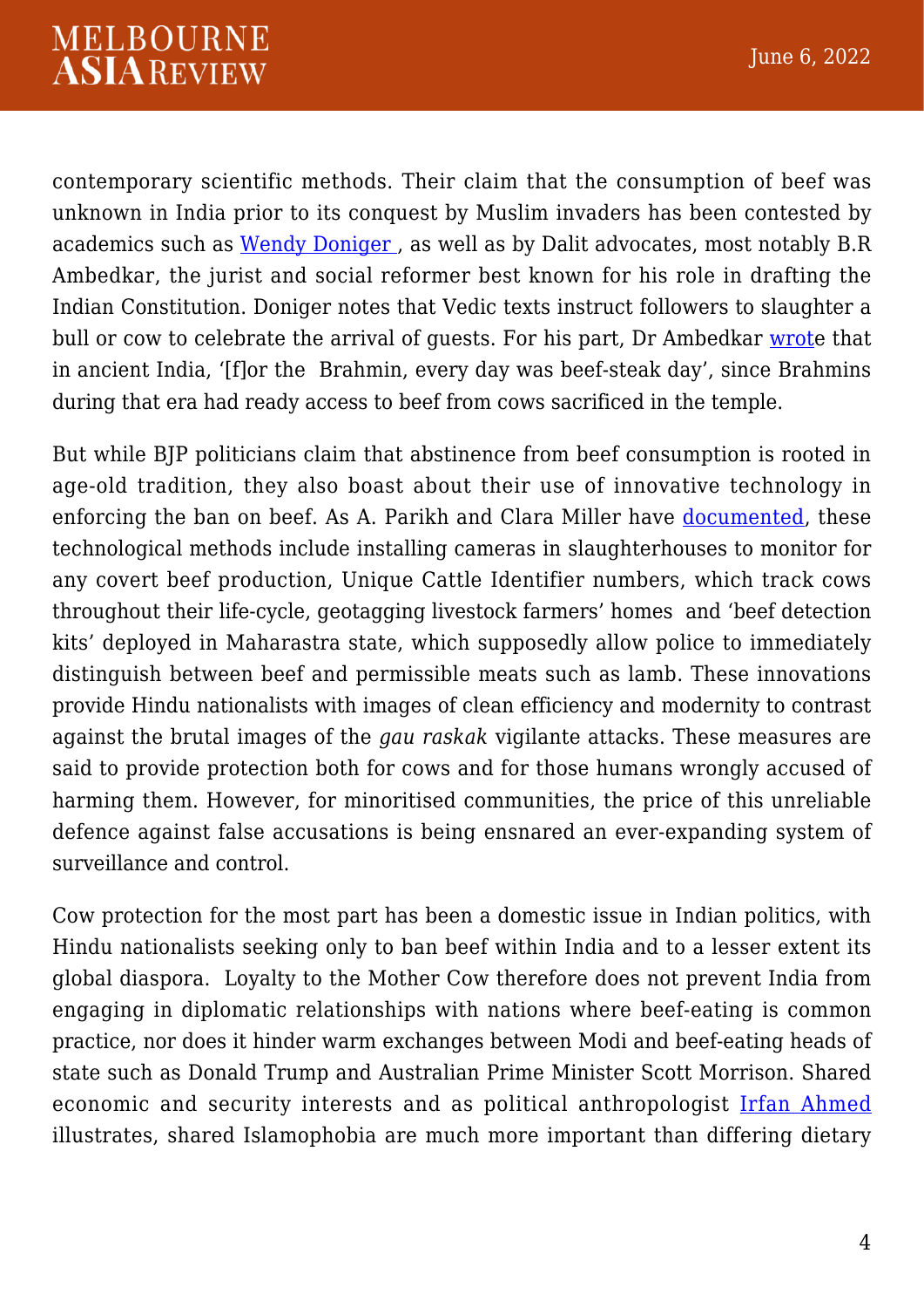contemporary scientific methods. Their claim that the consumption of beef was unknown in India prior to its conquest by Muslim invaders has been contested by academics such as Wendy Doniger , as well as by Dalit advocates, most notably B.R Ambedkar, the jurist and social reformer best known for his role in drafting the Indian Constitution. Doniger notes that Vedic texts instruct followers to slaughter a bull or cow to celebrate the arrival of guests. For his part, Dr Ambedkar wrote that in ancient India, '[f]or the Brahmin, every day was beef-steak day', since Brahmins during that era had ready access to beef from cows sacrificed in the temple.

But while BJP politicians claim that abstinence from beef consumption is rooted in age-old tradition, they also boast about their use of innovative technology in enforcing the ban on beef. As A. Parikh and Clara Miller have documented, these technological methods include installing cameras in slaughterhouses to monitor for any covert beef production, Unique Cattle Identifier numbers, which track cows throughout their life-cycle, geotagging livestock farmers' homes and 'beef detection kits' deployed in Maharastra state, which supposedly allow police to immediately distinguish between beef and permissible meats such as lamb. These innovations provide Hindu nationalists with images of clean efficiency and modernity to contrast against the brutal images of the *gau raskak* vigilante attacks. These measures are said to provide protection both for cows and for those humans wrongly accused of harming them. However, for minoritised communities, the price of this unreliable defence against false accusations is being ensnared an ever-expanding system of surveillance and control.

Cow protection for the most part has been a domestic issue in Indian politics, with Hindu nationalists seeking only to ban beef within India and to a lesser extent its global diaspora. Loyalty to the Mother Cow therefore does not prevent India from engaging in diplomatic relationships with nations where beef-eating is common practice, nor does it hinder warm exchanges between Modi and beef-eating heads of state such as Donald Trump and Australian Prime Minister Scott Morrison. Shared economic and security interests and as political anthropologist Irfan Ahmed illustrates, shared Islamophobia are much more important than differing dietary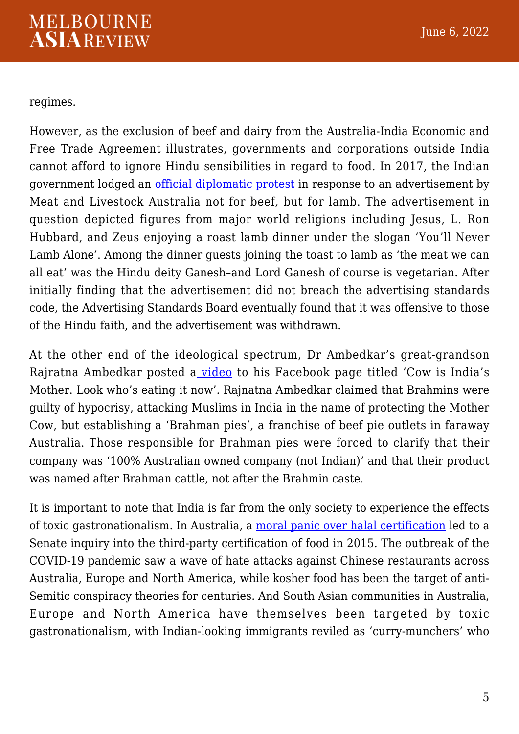regimes.

However, as the exclusion of beef and dairy from the Australia-India Economic and Free Trade Agreement illustrates, governments and corporations outside India cannot afford to ignore Hindu sensibilities in regard to food. In 2017, the Indian government lodged an official diplomatic protest in response to an advertisement by Meat and Livestock Australia not for beef, but for lamb. The advertisement in question depicted figures from major world religions including Jesus, L. Ron Hubbard, and Zeus enjoying a roast lamb dinner under the slogan 'You'll Never Lamb Alone'. Among the dinner guests joining the toast to lamb as 'the meat we can all eat' was the Hindu deity Ganesh–and Lord Ganesh of course is vegetarian. After initially finding that the advertisement did not breach the advertising standards code, the Advertising Standards Board eventually found that it was offensive to those of the Hindu faith, and the advertisement was withdrawn.

At the other end of the ideological spectrum, Dr Ambedkar's great-grandson Rajratna Ambedkar posted a video to his Facebook page titled 'Cow is India's Mother. Look who's eating it now'. Rajnatna Ambedkar claimed that Brahmins were guilty of hypocrisy, attacking Muslims in India in the name of protecting the Mother Cow, but establishing a 'Brahman pies', a franchise of beef pie outlets in faraway Australia. Those responsible for Brahman pies were forced to clarify that their company was '100% Australian owned company (not Indian)' and that their product was named after Brahman cattle, not after the Brahmin caste.

It is important to note that India is far from the only society to experience the effects of toxic gastronationalism. In Australia, a moral panic over halal certification led to a Senate inquiry into the third-party certification of food in 2015. The outbreak of the COVID-19 pandemic saw a wave of hate attacks against Chinese restaurants across Australia, Europe and North America, while kosher food has been the target of anti-Semitic conspiracy theories for centuries. And South Asian communities in Australia, Europe and North America have themselves been targeted by toxic gastronationalism, with Indian-looking immigrants reviled as 'curry-munchers' who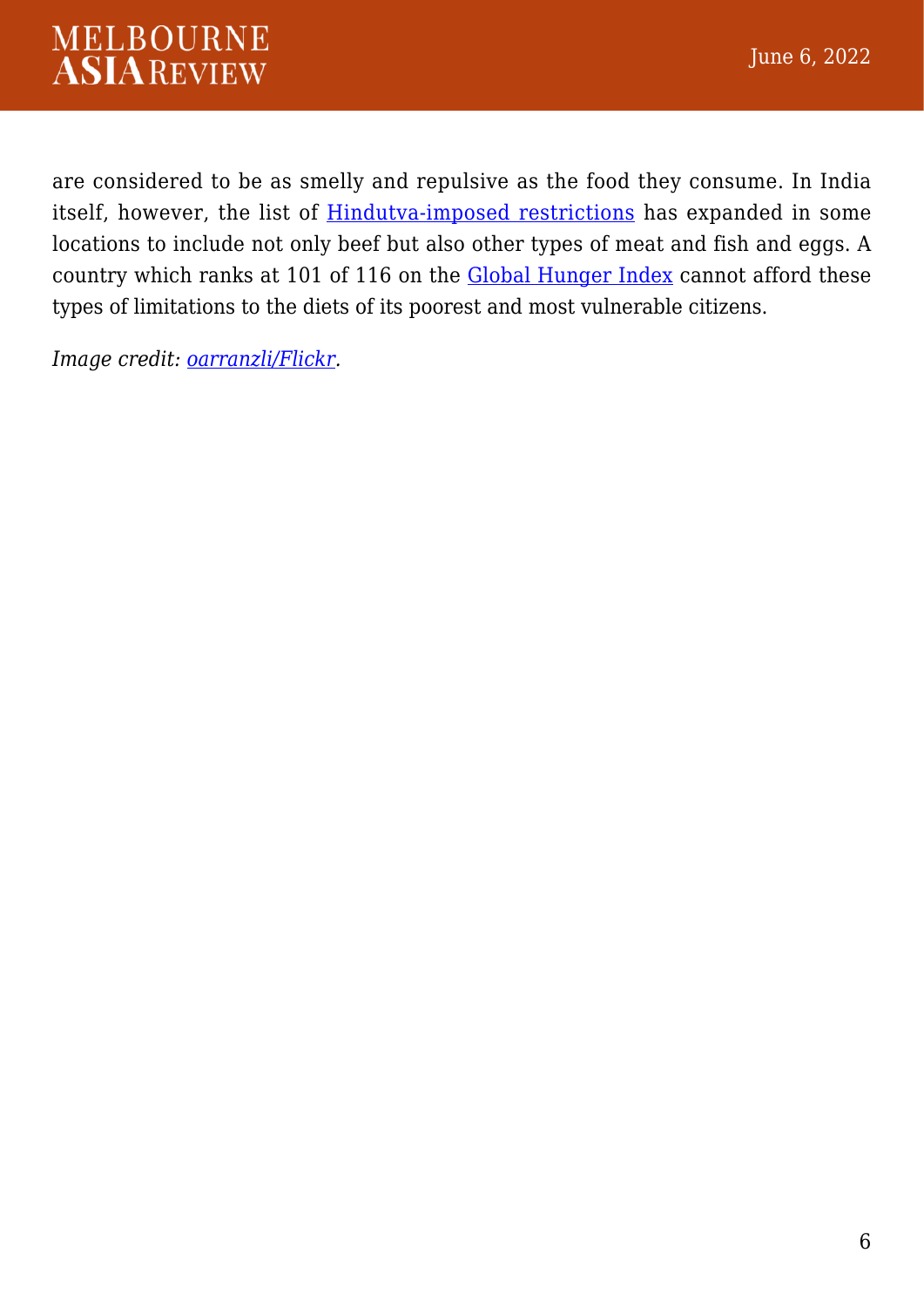are considered to be as smelly and repulsive as the food they consume. In India itself, however, the list of Hindutva-imposed restrictions has expanded in some locations to include not only beef but also other types of meat and fish and eggs. A country which ranks at 101 of 116 on the Global Hunger Index cannot afford these types of limitations to the diets of its poorest and most vulnerable citizens.

*Image credit: oarranzli/Flickr.*